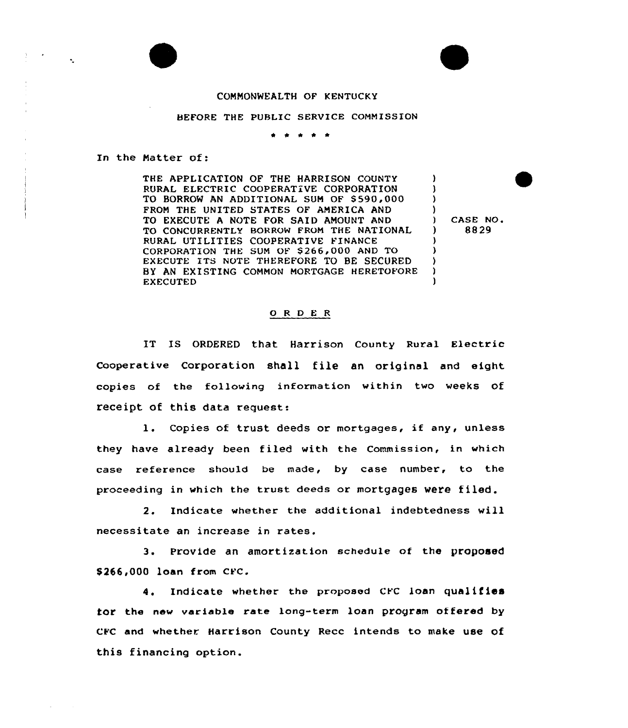COMMONWEALTH OF KENTUCKY

BEFORE THE PUBLIC SERVICE COMMISSION

\* \* \* \* \*

In the Matter of:

| | |
|---|---|
| THE APPLICATION OF THE HARRISON COUNTY RURAL ELECTRIC COOPERATIVE CORPORATION TO BORROW AN ADDITIONAL SUM OF $590,000 FROM THE UNITED STATES OF AMERICA AND TO EXECUTE A NOTE FOR SAID AMOUNT AND TO CONCURRENTLY BORROW FROM THE NATIONAL RURAL UTILITIES COOPERATIVE FINANCE CORPORATION THE SUM OF $266,000 AND TO EXECUTE ITS NOTE THEREFORE TO BE SECURED BY AN EXISTING COMMON MORTGAGE HERETOFORE EXECUTED | CASE NO. 8829 |

## O R D E R

IT IS ORDERED that Harrison County Rural Electric Cooperative Corporation shall file an original and eight copies of the following information within two weeks of receipt of this data request:

1. Copies of trust deeds or mortgages, if any, unless they have already been filed with the Commission, in which case reference should be made, by case number, to the proceeding in which the trust deeds or mortgages were filed.

2. Indicate whether the additional indebtedness will necessitate an increase in rates.

3. Provide an amortization schedule of the proposed $266,000 loan from CFC.

4. Indicate whether the proposed CFC loan qualifies for the new variable rate long-term loan program offered by CFC and whether Harrison County Recc intends to make use of this financing option.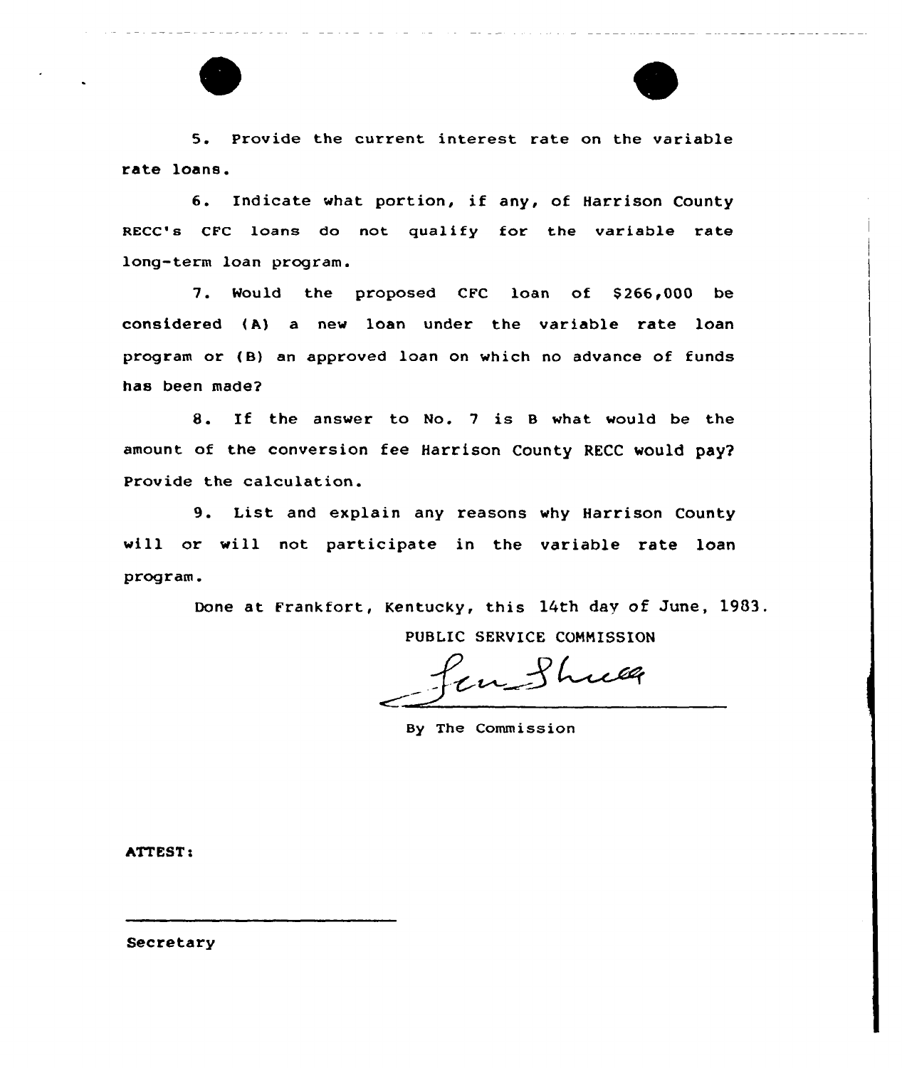5. Provide the current interest rate on the variable rate loans.

6. Indicate what portion, if any, of Harrison County RECC's CFC loans do not qualify for the variable rate long-term loan program.

7. Would the proposed CFC loan of $266,000 be considered (A) a new loan under the variable rate loan program or (B) an approved loan on which no advance of funds has been made?

8. If the answer to No. 7 is B what would be the amount of the conversion fee Harrison County RECC would pay? Provide the calculation.

9. List and explain any reasons why Harrison County will or will not participate in the variable rate loan program.

Done at Frankfort, Kentucky, this 14th day of June, 1983.

PUBLIC SERVICE COMMISSION

By The Commission

ATTEST:

Secretary